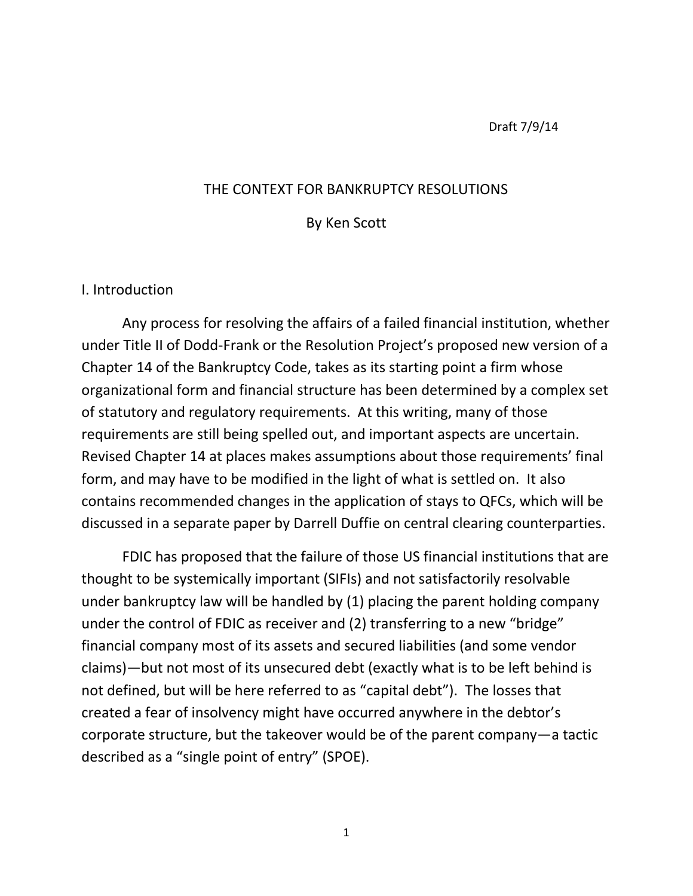Draft 7/9/14

# THE CONTEXT FOR BANKRUPTCY RESOLUTIONS

By Ken Scott

## I. Introduction

Any process for resolving the affairs of a failed financial institution, whether under Title II of Dodd-Frank or the Resolution Project's proposed new version of a Chapter 14 of the Bankruptcy Code, takes as its starting point a firm whose organizational form and financial structure has been determined by a complex set of statutory and regulatory requirements. At this writing, many of those requirements are still being spelled out, and important aspects are uncertain. Revised Chapter 14 at places makes assumptions about those requirements' final form, and may have to be modified in the light of what is settled on. It also contains recommended changes in the application of stays to QFCs, which will be discussed in a separate paper by Darrell Duffie on central clearing counterparties.

FDIC has proposed that the failure of those US financial institutions that are thought to be systemically important (SIFIs) and not satisfactorily resolvable under bankruptcy law will be handled by (1) placing the parent holding company under the control of FDIC as receiver and (2) transferring to a new "bridge" financial company most of its assets and secured liabilities (and some vendor claims)—but not most of its unsecured debt (exactly what is to be left behind is not defined, but will be here referred to as "capital debt"). The losses that created a fear of insolvency might have occurred anywhere in the debtor's corporate structure, but the takeover would be of the parent company—a tactic described as a "single point of entry" (SPOE).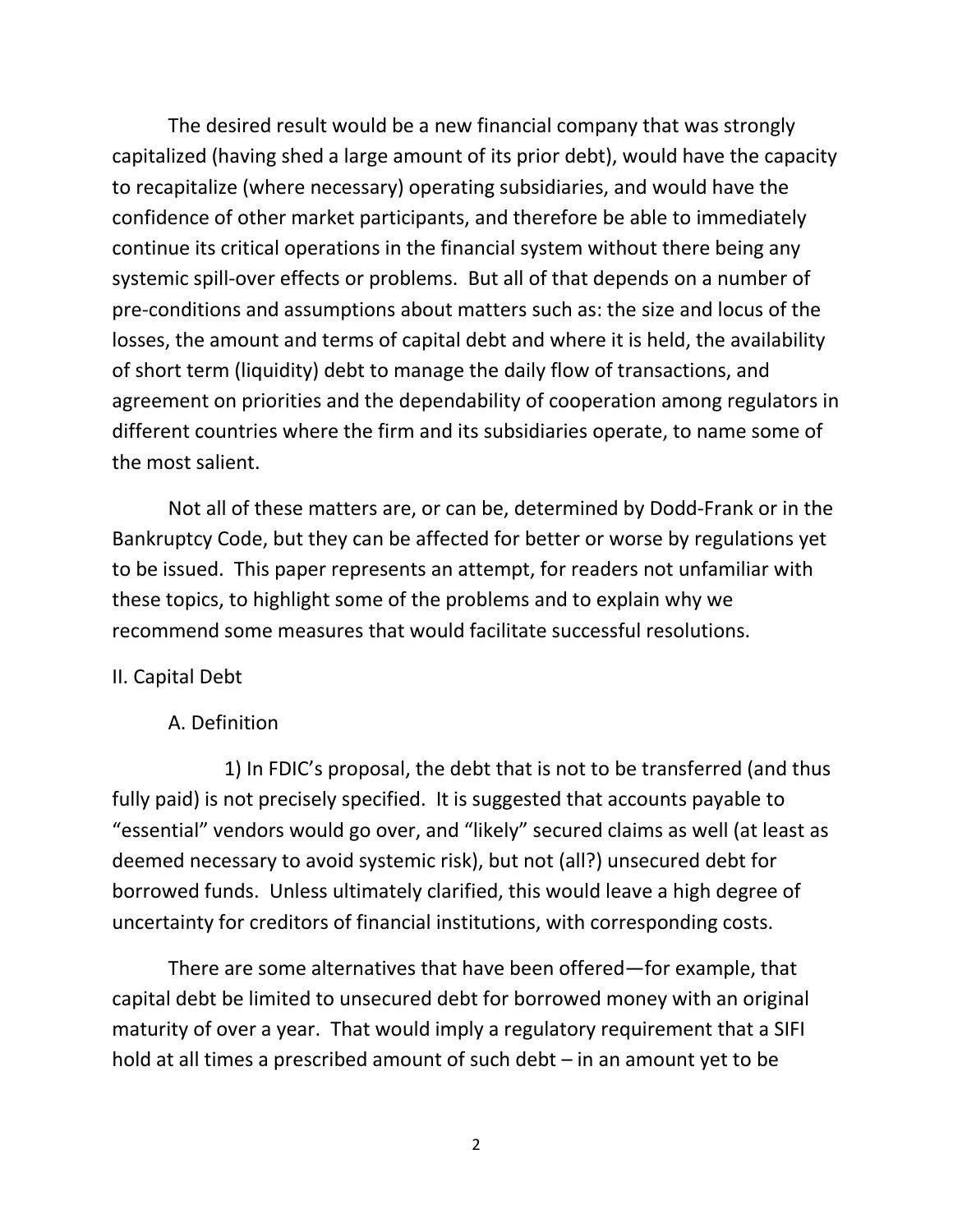The desired result would be a new financial company that was strongly capitalized (having shed a large amount of its prior debt), would have the capacity to recapitalize (where necessary) operating subsidiaries, and would have the confidence of other market participants, and therefore be able to immediately continue its critical operations in the financial system without there being any systemic spill-over effects or problems. But all of that depends on a number of pre-conditions and assumptions about matters such as: the size and locus of the losses, the amount and terms of capital debt and where it is held, the availability of short term (liquidity) debt to manage the daily flow of transactions, and agreement on priorities and the dependability of cooperation among regulators in different countries where the firm and its subsidiaries operate, to name some of the most salient.

Not all of these matters are, or can be, determined by Dodd-Frank or in the Bankruptcy Code, but they can be affected for better or worse by regulations yet to be issued. This paper represents an attempt, for readers not unfamiliar with these topics, to highlight some of the problems and to explain why we recommend some measures that would facilitate successful resolutions.

## II. Capital Debt

### A. Definition

1) In FDIC's proposal, the debt that is not to be transferred (and thus fully paid) is not precisely specified. It is suggested that accounts payable to "essential" vendors would go over, and "likely" secured claims as well (at least as deemed necessary to avoid systemic risk), but not (all?) unsecured debt for borrowed funds. Unless ultimately clarified, this would leave a high degree of uncertainty for creditors of financial institutions, with corresponding costs.

There are some alternatives that have been offered—for example, that capital debt be limited to unsecured debt for borrowed money with an original maturity of over a year. That would imply a regulatory requirement that a SIFI hold at all times a prescribed amount of such debt – in an amount yet to be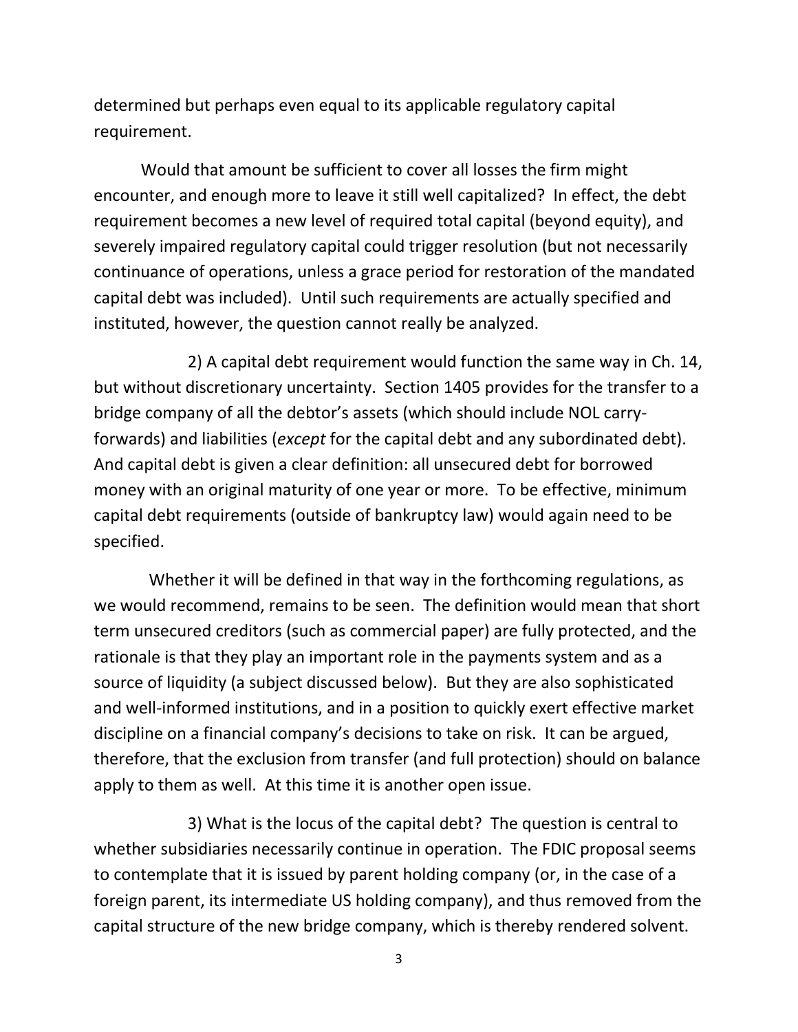determined but perhaps even equal to its applicable regulatory capital requirement.

Would that amount be sufficient to cover all losses the firm might encounter, and enough more to leave it still well capitalized? In effect, the debt requirement becomes a new level of required total capital (beyond equity), and severely impaired regulatory capital could trigger resolution (but not necessarily continuance of operations, unless a grace period for restoration of the mandated capital debt was included). Until such requirements are actually specified and instituted, however, the question cannot really be analyzed.

2) A capital debt requirement would function the same way in Ch. 14, but without discretionary uncertainty. Section 1405 provides for the transfer to a bridge company of all the debtor's assets (which should include NOL carry-forwards) and liabilities (*except* for the capital debt and any subordinated debt). And capital debt is given a clear definition: all unsecured debt for borrowed money with an original maturity of one year or more. To be effective, minimum capital debt requirements (outside of bankruptcy law) would again need to be specified.

Whether it will be defined in that way in the forthcoming regulations, as we would recommend, remains to be seen. The definition would mean that short term unsecured creditors (such as commercial paper) are fully protected, and the rationale is that they play an important role in the payments system and as a source of liquidity (a subject discussed below). But they are also sophisticated and well-informed institutions, and in a position to quickly exert effective market discipline on a financial company's decisions to take on risk. It can be argued, therefore, that the exclusion from transfer (and full protection) should on balance apply to them as well. At this time it is another open issue.

3) What is the locus of the capital debt? The question is central to whether subsidiaries necessarily continue in operation. The FDIC proposal seems to contemplate that it is issued by parent holding company (or, in the case of a foreign parent, its intermediate US holding company), and thus removed from the capital structure of the new bridge company, which is thereby rendered solvent.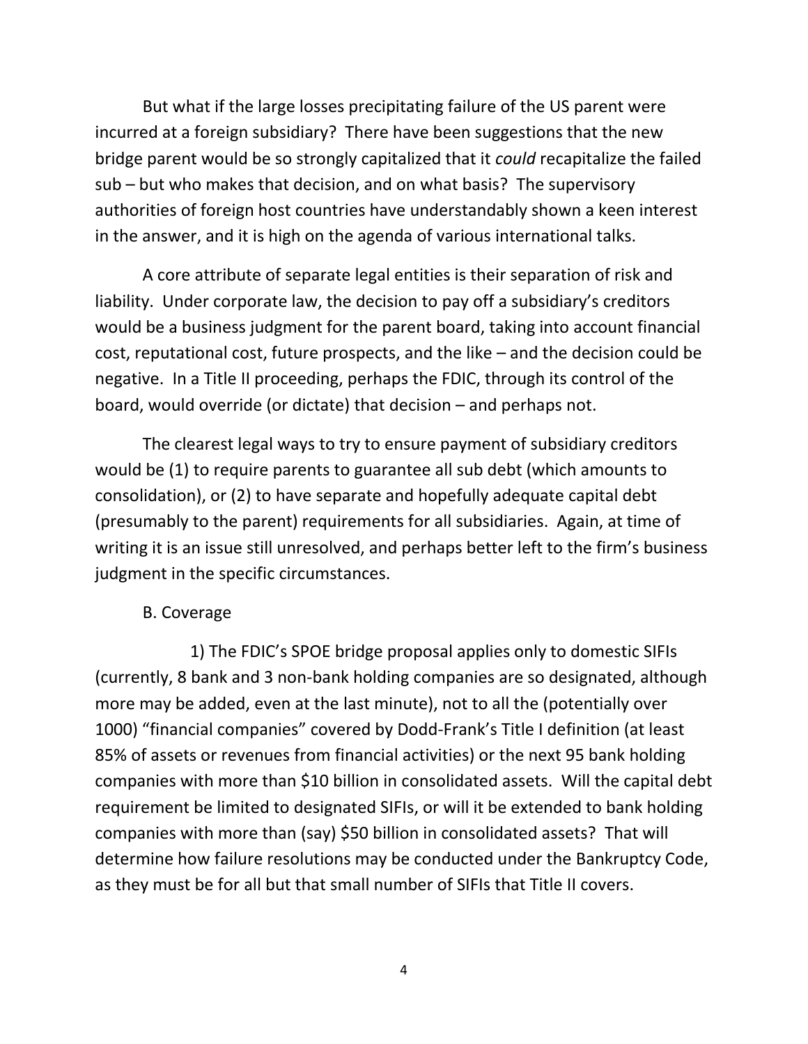But what if the large losses precipitating failure of the US parent were incurred at a foreign subsidiary? There have been suggestions that the new bridge parent would be so strongly capitalized that it *could* recapitalize the failed sub – but who makes that decision, and on what basis? The supervisory authorities of foreign host countries have understandably shown a keen interest in the answer, and it is high on the agenda of various international talks.

A core attribute of separate legal entities is their separation of risk and liability. Under corporate law, the decision to pay off a subsidiary's creditors would be a business judgment for the parent board, taking into account financial cost, reputational cost, future prospects, and the like – and the decision could be negative. In a Title II proceeding, perhaps the FDIC, through its control of the board, would override (or dictate) that decision – and perhaps not.

The clearest legal ways to try to ensure payment of subsidiary creditors would be (1) to require parents to guarantee all sub debt (which amounts to consolidation), or (2) to have separate and hopefully adequate capital debt (presumably to the parent) requirements for all subsidiaries. Again, at time of writing it is an issue still unresolved, and perhaps better left to the firm's business judgment in the specific circumstances.

### B. Coverage

1) The FDIC's SPOE bridge proposal applies only to domestic SIFIs (currently, 8 bank and 3 non-bank holding companies are so designated, although more may be added, even at the last minute), not to all the (potentially over 1000) "financial companies" covered by Dodd-Frank's Title I definition (at least 85% of assets or revenues from financial activities) or the next 95 bank holding companies with more than $10 billion in consolidated assets. Will the capital debt requirement be limited to designated SIFIs, or will it be extended to bank holding companies with more than (say) $50 billion in consolidated assets? That will determine how failure resolutions may be conducted under the Bankruptcy Code, as they must be for all but that small number of SIFIs that Title II covers.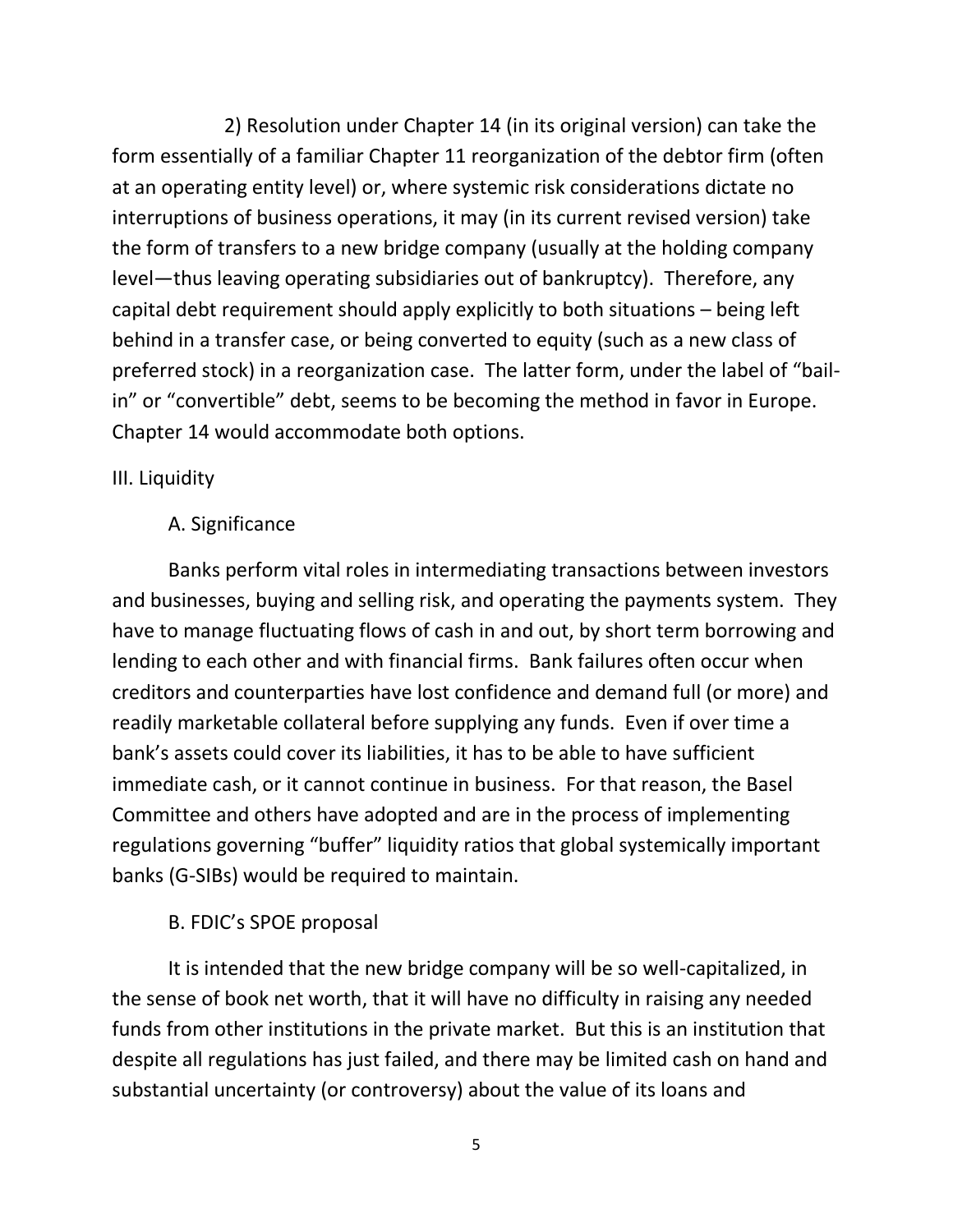2) Resolution under Chapter 14 (in its original version) can take the form essentially of a familiar Chapter 11 reorganization of the debtor firm (often at an operating entity level) or, where systemic risk considerations dictate no interruptions of business operations, it may (in its current revised version) take the form of transfers to a new bridge company (usually at the holding company level—thus leaving operating subsidiaries out of bankruptcy). Therefore, any capital debt requirement should apply explicitly to both situations – being left behind in a transfer case, or being converted to equity (such as a new class of preferred stock) in a reorganization case. The latter form, under the label of "bail-in" or "convertible" debt, seems to be becoming the method in favor in Europe. Chapter 14 would accommodate both options.

## III. Liquidity

### A. Significance

Banks perform vital roles in intermediating transactions between investors and businesses, buying and selling risk, and operating the payments system. They have to manage fluctuating flows of cash in and out, by short term borrowing and lending to each other and with financial firms. Bank failures often occur when creditors and counterparties have lost confidence and demand full (or more) and readily marketable collateral before supplying any funds. Even if over time a bank's assets could cover its liabilities, it has to be able to have sufficient immediate cash, or it cannot continue in business. For that reason, the Basel Committee and others have adopted and are in the process of implementing regulations governing "buffer" liquidity ratios that global systemically important banks (G-SIBs) would be required to maintain.

### B. FDIC's SPOE proposal

It is intended that the new bridge company will be so well-capitalized, in the sense of book net worth, that it will have no difficulty in raising any needed funds from other institutions in the private market. But this is an institution that despite all regulations has just failed, and there may be limited cash on hand and substantial uncertainty (or controversy) about the value of its loans and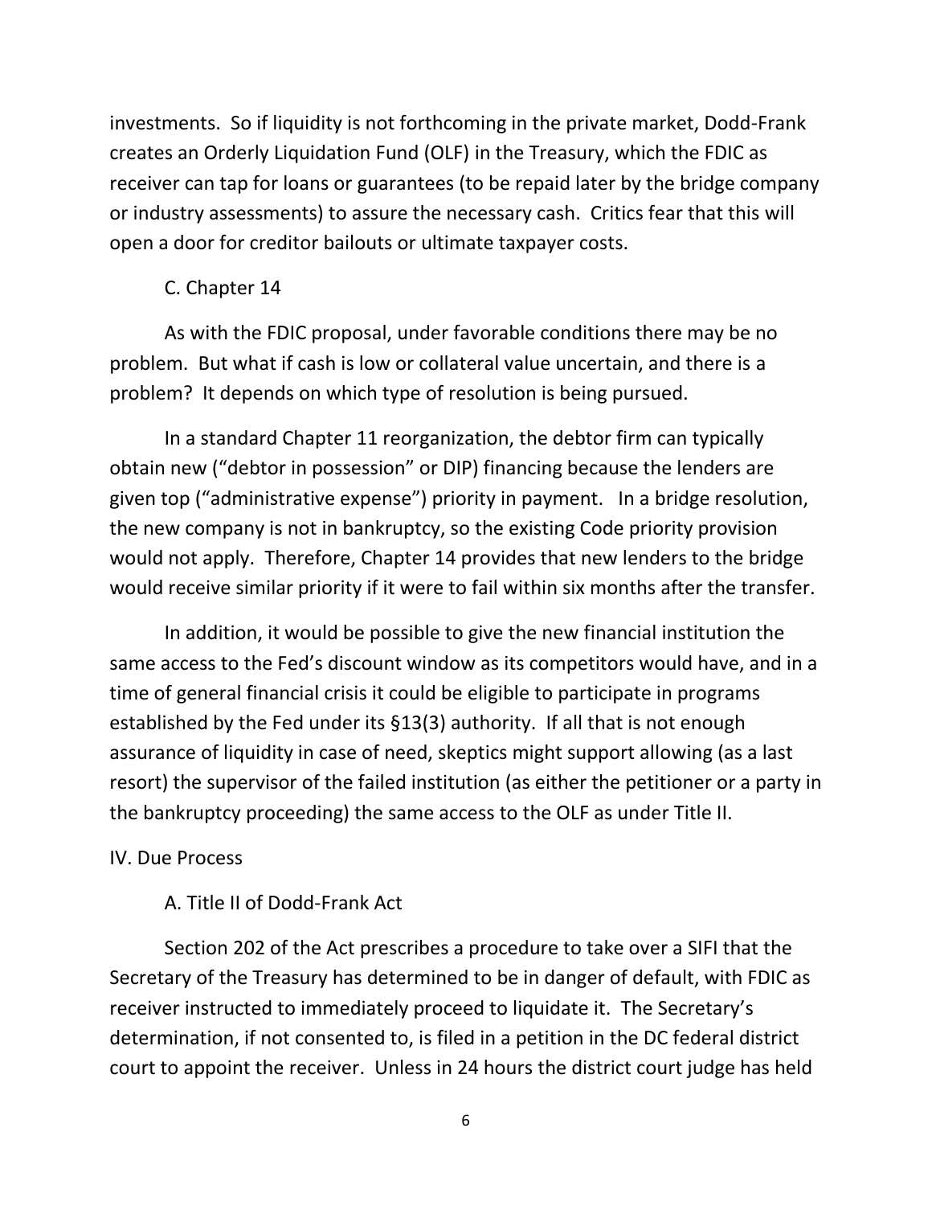investments. So if liquidity is not forthcoming in the private market, Dodd-Frank creates an Orderly Liquidation Fund (OLF) in the Treasury, which the FDIC as receiver can tap for loans or guarantees (to be repaid later by the bridge company or industry assessments) to assure the necessary cash. Critics fear that this will open a door for creditor bailouts or ultimate taxpayer costs.

### C. Chapter 14

As with the FDIC proposal, under favorable conditions there may be no problem. But what if cash is low or collateral value uncertain, and there is a problem? It depends on which type of resolution is being pursued.

In a standard Chapter 11 reorganization, the debtor firm can typically obtain new ("debtor in possession" or DIP) financing because the lenders are given top ("administrative expense") priority in payment. In a bridge resolution, the new company is not in bankruptcy, so the existing Code priority provision would not apply. Therefore, Chapter 14 provides that new lenders to the bridge would receive similar priority if it were to fail within six months after the transfer.

In addition, it would be possible to give the new financial institution the same access to the Fed's discount window as its competitors would have, and in a time of general financial crisis it could be eligible to participate in programs established by the Fed under its §13(3) authority. If all that is not enough assurance of liquidity in case of need, skeptics might support allowing (as a last resort) the supervisor of the failed institution (as either the petitioner or a party in the bankruptcy proceeding) the same access to the OLF as under Title II.

## IV. Due Process

### A. Title II of Dodd-Frank Act

Section 202 of the Act prescribes a procedure to take over a SIFI that the Secretary of the Treasury has determined to be in danger of default, with FDIC as receiver instructed to immediately proceed to liquidate it. The Secretary's determination, if not consented to, is filed in a petition in the DC federal district court to appoint the receiver. Unless in 24 hours the district court judge has held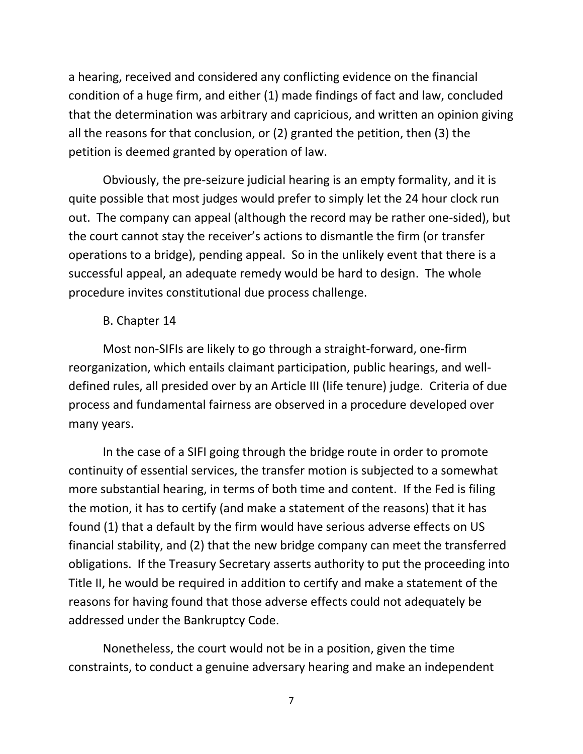a hearing, received and considered any conflicting evidence on the financial condition of a huge firm, and either (1) made findings of fact and law, concluded that the determination was arbitrary and capricious, and written an opinion giving all the reasons for that conclusion, or (2) granted the petition, then (3) the petition is deemed granted by operation of law.

Obviously, the pre-seizure judicial hearing is an empty formality, and it is quite possible that most judges would prefer to simply let the 24 hour clock run out. The company can appeal (although the record may be rather one-sided), but the court cannot stay the receiver's actions to dismantle the firm (or transfer operations to a bridge), pending appeal. So in the unlikely event that there is a successful appeal, an adequate remedy would be hard to design. The whole procedure invites constitutional due process challenge.

### B. Chapter 14

Most non-SIFIs are likely to go through a straight-forward, one-firm reorganization, which entails claimant participation, public hearings, and well-defined rules, all presided over by an Article III (life tenure) judge. Criteria of due process and fundamental fairness are observed in a procedure developed over many years.

In the case of a SIFI going through the bridge route in order to promote continuity of essential services, the transfer motion is subjected to a somewhat more substantial hearing, in terms of both time and content. If the Fed is filing the motion, it has to certify (and make a statement of the reasons) that it has found (1) that a default by the firm would have serious adverse effects on US financial stability, and (2) that the new bridge company can meet the transferred obligations. If the Treasury Secretary asserts authority to put the proceeding into Title II, he would be required in addition to certify and make a statement of the reasons for having found that those adverse effects could not adequately be addressed under the Bankruptcy Code.

Nonetheless, the court would not be in a position, given the time constraints, to conduct a genuine adversary hearing and make an independent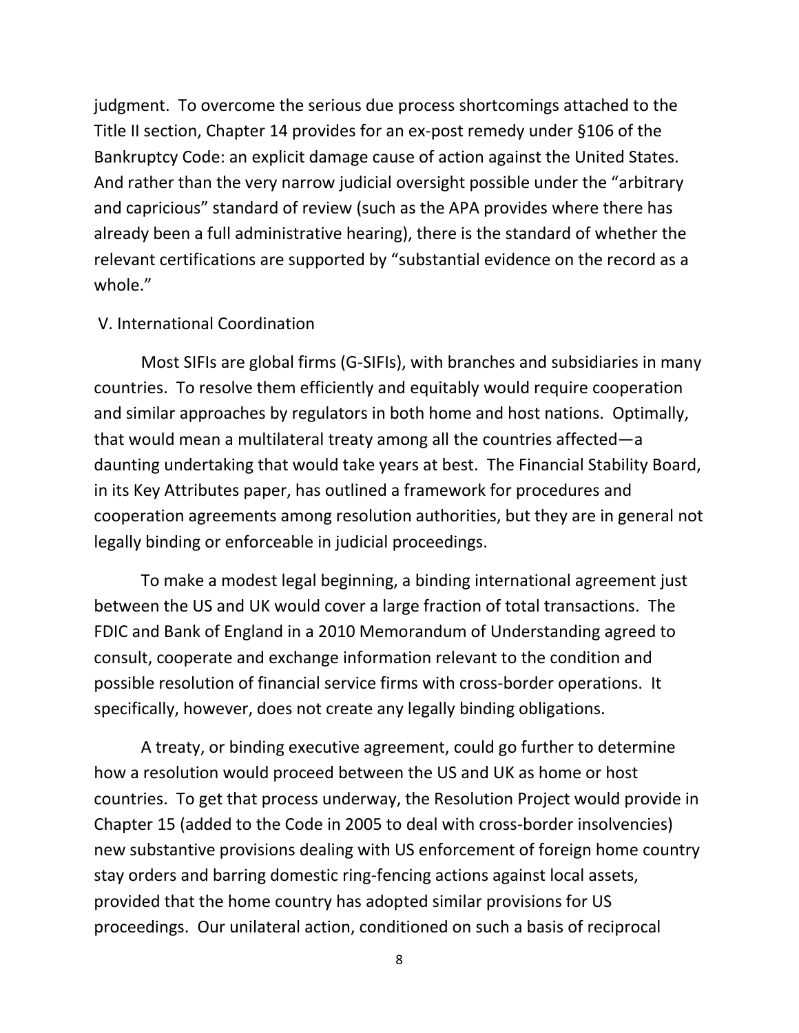judgment. To overcome the serious due process shortcomings attached to the Title II section, Chapter 14 provides for an ex-post remedy under §106 of the Bankruptcy Code: an explicit damage cause of action against the United States. And rather than the very narrow judicial oversight possible under the "arbitrary and capricious" standard of review (such as the APA provides where there has already been a full administrative hearing), there is the standard of whether the relevant certifications are supported by "substantial evidence on the record as a whole."

## V. International Coordination

Most SIFIs are global firms (G-SIFIs), with branches and subsidiaries in many countries. To resolve them efficiently and equitably would require cooperation and similar approaches by regulators in both home and host nations. Optimally, that would mean a multilateral treaty among all the countries affected—a daunting undertaking that would take years at best. The Financial Stability Board, in its Key Attributes paper, has outlined a framework for procedures and cooperation agreements among resolution authorities, but they are in general not legally binding or enforceable in judicial proceedings.

To make a modest legal beginning, a binding international agreement just between the US and UK would cover a large fraction of total transactions. The FDIC and Bank of England in a 2010 Memorandum of Understanding agreed to consult, cooperate and exchange information relevant to the condition and possible resolution of financial service firms with cross-border operations. It specifically, however, does not create any legally binding obligations.

A treaty, or binding executive agreement, could go further to determine how a resolution would proceed between the US and UK as home or host countries. To get that process underway, the Resolution Project would provide in Chapter 15 (added to the Code in 2005 to deal with cross-border insolvencies) new substantive provisions dealing with US enforcement of foreign home country stay orders and barring domestic ring-fencing actions against local assets, provided that the home country has adopted similar provisions for US proceedings. Our unilateral action, conditioned on such a basis of reciprocal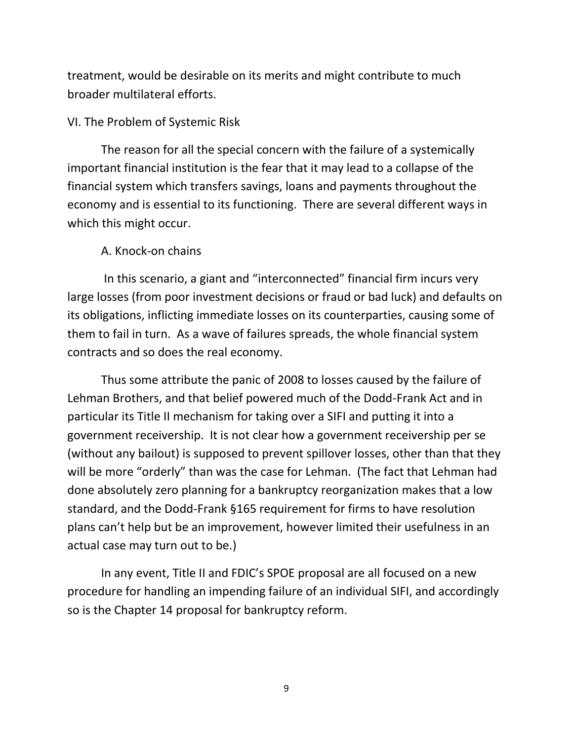treatment, would be desirable on its merits and might contribute to much broader multilateral efforts.

## VI. The Problem of Systemic Risk

The reason for all the special concern with the failure of a systemically important financial institution is the fear that it may lead to a collapse of the financial system which transfers savings, loans and payments throughout the economy and is essential to its functioning. There are several different ways in which this might occur.

### A. Knock-on chains

In this scenario, a giant and "interconnected" financial firm incurs very large losses (from poor investment decisions or fraud or bad luck) and defaults on its obligations, inflicting immediate losses on its counterparties, causing some of them to fail in turn. As a wave of failures spreads, the whole financial system contracts and so does the real economy.

Thus some attribute the panic of 2008 to losses caused by the failure of Lehman Brothers, and that belief powered much of the Dodd-Frank Act and in particular its Title II mechanism for taking over a SIFI and putting it into a government receivership. It is not clear how a government receivership per se (without any bailout) is supposed to prevent spillover losses, other than that they will be more "orderly" than was the case for Lehman. (The fact that Lehman had done absolutely zero planning for a bankruptcy reorganization makes that a low standard, and the Dodd-Frank §165 requirement for firms to have resolution plans can't help but be an improvement, however limited their usefulness in an actual case may turn out to be.)

In any event, Title II and FDIC's SPOE proposal are all focused on a new procedure for handling an impending failure of an individual SIFI, and accordingly so is the Chapter 14 proposal for bankruptcy reform.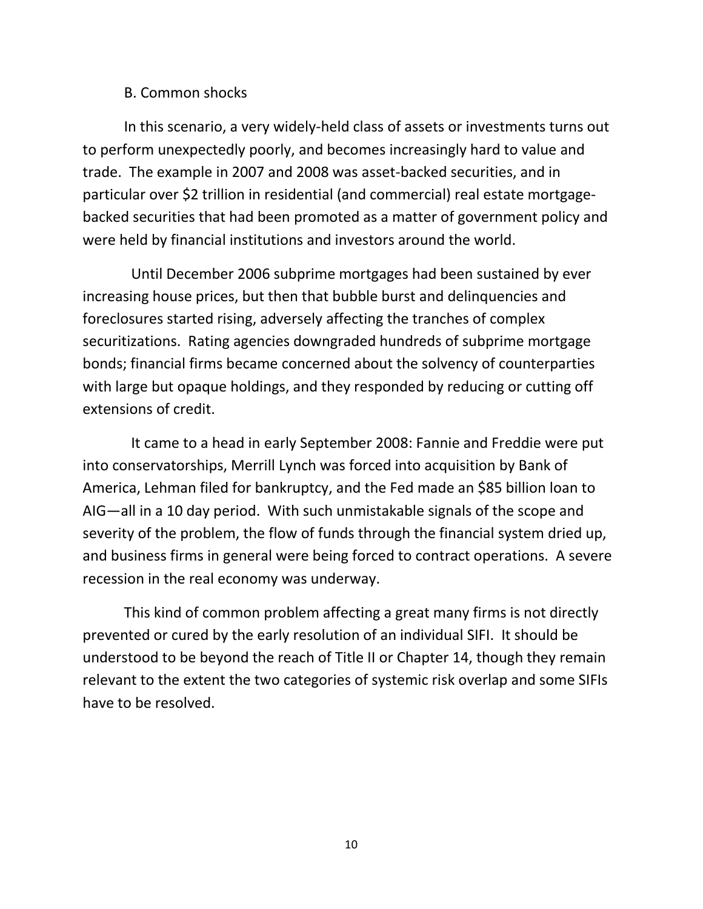B. Common shocks

In this scenario, a very widely-held class of assets or investments turns out to perform unexpectedly poorly, and becomes increasingly hard to value and trade. The example in 2007 and 2008 was asset-backed securities, and in particular over $2 trillion in residential (and commercial) real estate mortgage-backed securities that had been promoted as a matter of government policy and were held by financial institutions and investors around the world.

Until December 2006 subprime mortgages had been sustained by ever increasing house prices, but then that bubble burst and delinquencies and foreclosures started rising, adversely affecting the tranches of complex securitizations. Rating agencies downgraded hundreds of subprime mortgage bonds; financial firms became concerned about the solvency of counterparties with large but opaque holdings, and they responded by reducing or cutting off extensions of credit.

It came to a head in early September 2008: Fannie and Freddie were put into conservatorships, Merrill Lynch was forced into acquisition by Bank of America, Lehman filed for bankruptcy, and the Fed made an $85 billion loan to AIG—all in a 10 day period. With such unmistakable signals of the scope and severity of the problem, the flow of funds through the financial system dried up, and business firms in general were being forced to contract operations. A severe recession in the real economy was underway.

This kind of common problem affecting a great many firms is not directly prevented or cured by the early resolution of an individual SIFI. It should be understood to be beyond the reach of Title II or Chapter 14, though they remain relevant to the extent the two categories of systemic risk overlap and some SIFIs have to be resolved.